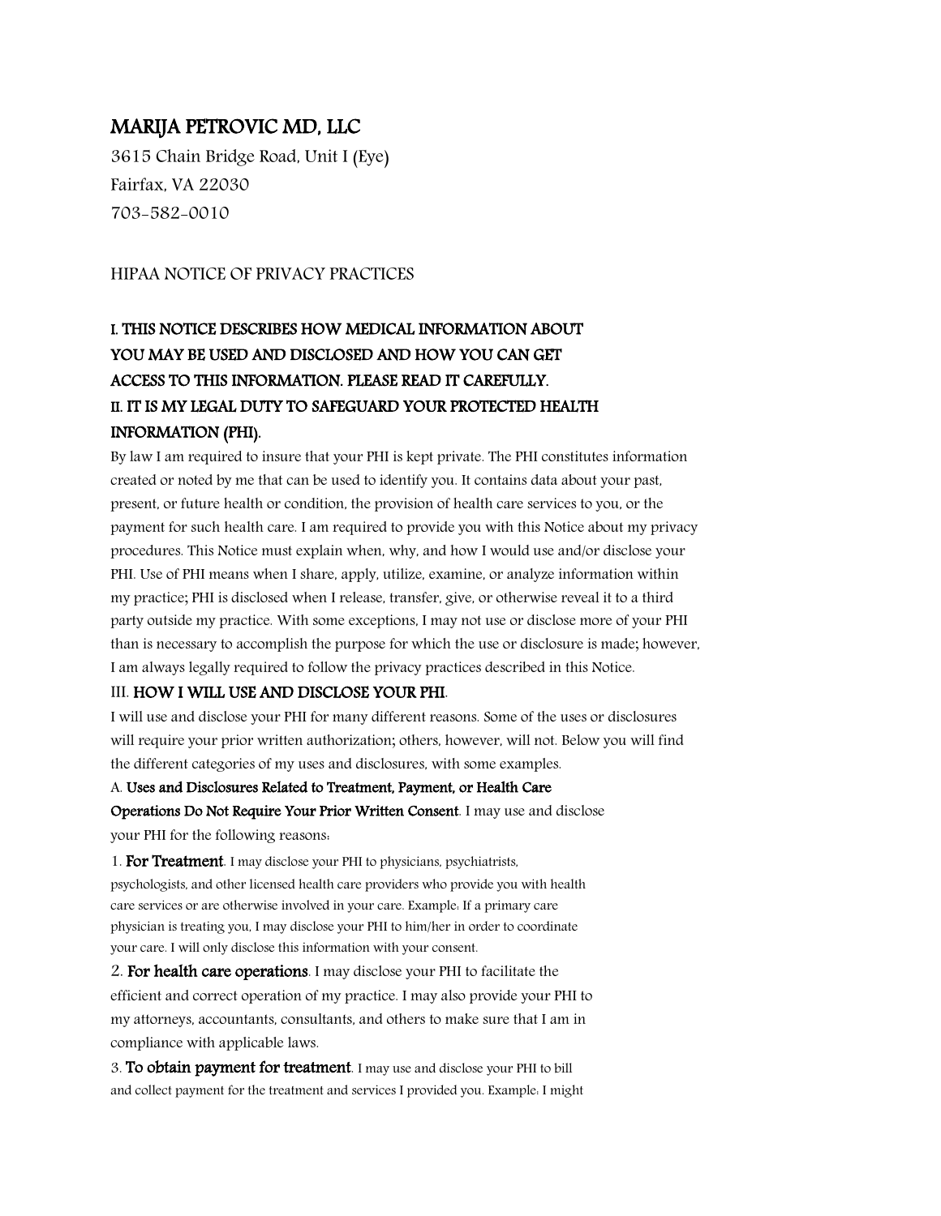# MARIJA PETROVIC MD, LLC

3615 Chain Bridge Road, Unit I (Eye)
Fairfax, VA 22030
703-582-0010

HIPAA NOTICE OF PRIVACY PRACTICES

## I. THIS NOTICE DESCRIBES HOW MEDICAL INFORMATION ABOUT YOU MAY BE USED AND DISCLOSED AND HOW YOU CAN GET ACCESS TO THIS INFORMATION. PLEASE READ IT CAREFULLY.

## II. IT IS MY LEGAL DUTY TO SAFEGUARD YOUR PROTECTED HEALTH INFORMATION (PHI).

By law I am required to insure that your PHI is kept private. The PHI constitutes information created or noted by me that can be used to identify you. It contains data about your past, present, or future health or condition, the provision of health care services to you, or the payment for such health care. I am required to provide you with this Notice about my privacy procedures. This Notice must explain when, why, and how I would use and/or disclose your PHI. Use of PHI means when I share, apply, utilize, examine, or analyze information within my practice; PHI is disclosed when I release, transfer, give, or otherwise reveal it to a third party outside my practice. With some exceptions, I may not use or disclose more of your PHI than is necessary to accomplish the purpose for which the use or disclosure is made; however, I am always legally required to follow the privacy practices described in this Notice.

## III. **HOW I WILL USE AND DISCLOSE YOUR PHI**.

I will use and disclose your PHI for many different reasons. Some of the uses or disclosures will require your prior written authorization; others, however, will not. Below you will find the different categories of my uses and disclosures, with some examples.

A. **Uses and Disclosures Related to Treatment, Payment, or Health Care Operations Do Not Require Your Prior Written Consent**. I may use and disclose your PHI for the following reasons:

1. **For Treatment**. I may disclose your PHI to physicians, psychiatrists, psychologists, and other licensed health care providers who provide you with health care services or are otherwise involved in your care. Example: If a primary care physician is treating you, I may disclose your PHI to him/her in order to coordinate your care. I will only disclose this information with your consent.

2. **For health care operations**. I may disclose your PHI to facilitate the efficient and correct operation of my practice. I may also provide your PHI to my attorneys, accountants, consultants, and others to make sure that I am in compliance with applicable laws.

3. **To obtain payment for treatment**. I may use and disclose your PHI to bill and collect payment for the treatment and services I provided you. Example: I might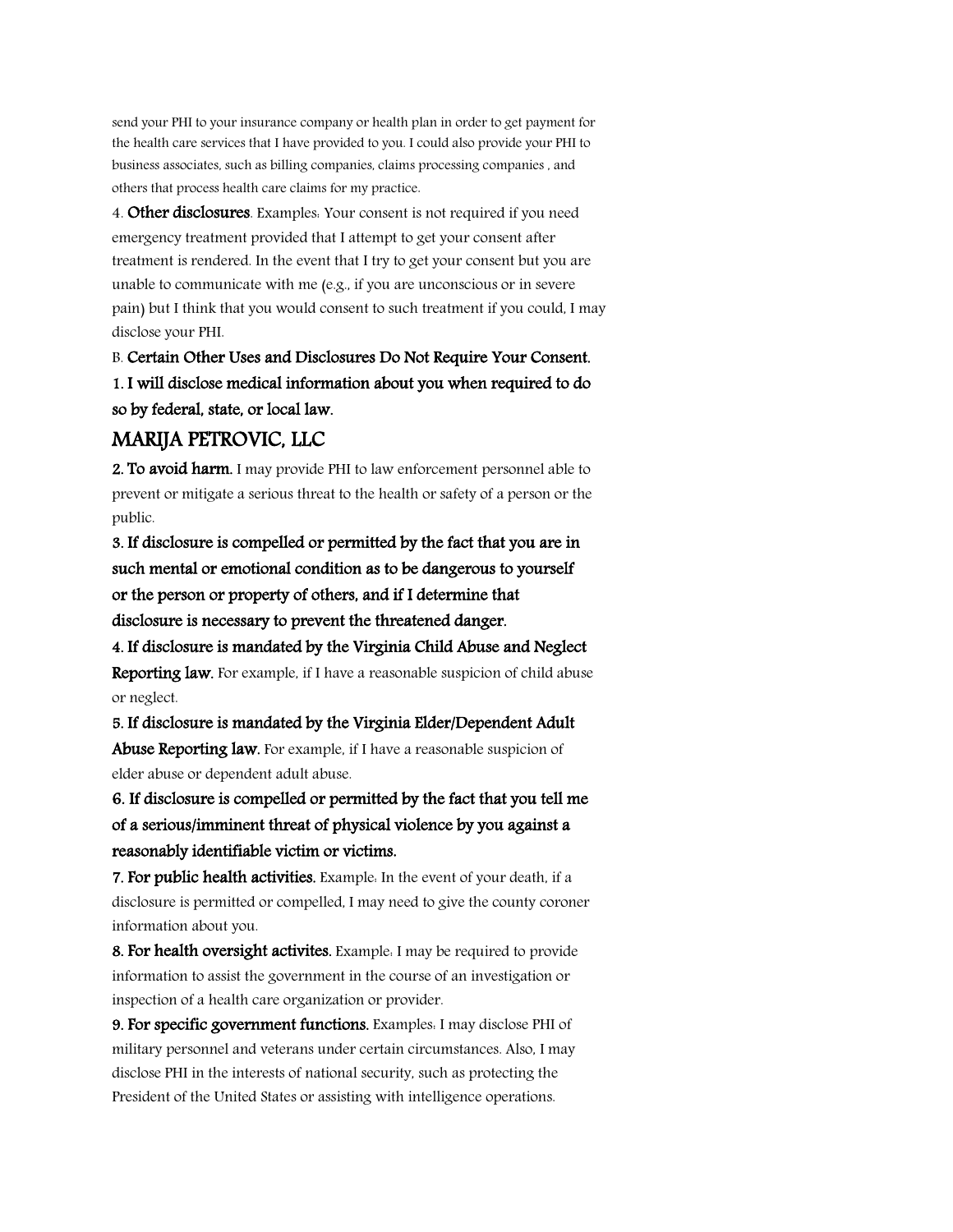send your PHI to your insurance company or health plan in order to get payment for the health care services that I have provided to you. I could also provide your PHI to business associates, such as billing companies, claims processing companies , and others that process health care claims for my practice.

4. **Other disclosures**. Examples: Your consent is not required if you need emergency treatment provided that I attempt to get your consent after treatment is rendered. In the event that I try to get your consent but you are unable to communicate with me (e.g., if you are unconscious or in severe pain) but I think that you would consent to such treatment if you could, I may disclose your PHI.

B. **Certain Other Uses and Disclosures Do Not Require Your Consent.**

**1. I will disclose medical information about you when required to do so by federal, state, or local law.**

## MARIJA PETROVIC, LLC

**2. To avoid harm.** I may provide PHI to law enforcement personnel able to prevent or mitigate a serious threat to the health or safety of a person or the public.

**3. If disclosure is compelled or permitted by the fact that you are in such mental or emotional condition as to be dangerous to yourself or the person or property of others, and if I determine that disclosure is necessary to prevent the threatened danger.**

**4. If disclosure is mandated by the Virginia Child Abuse and Neglect Reporting law.** For example, if I have a reasonable suspicion of child abuse or neglect.

**5. If disclosure is mandated by the Virginia Elder/Dependent Adult Abuse Reporting law.** For example, if I have a reasonable suspicion of elder abuse or dependent adult abuse.

**6. If disclosure is compelled or permitted by the fact that you tell me of a serious/imminent threat of physical violence by you against a reasonably identifiable victim or victims.**

**7. For public health activities.** Example: In the event of your death, if a disclosure is permitted or compelled, I may need to give the county coroner information about you.

**8. For health oversight activites.** Example: I may be required to provide information to assist the government in the course of an investigation or inspection of a health care organization or provider.

**9. For specific government functions.** Examples: I may disclose PHI of military personnel and veterans under certain circumstances. Also, I may disclose PHI in the interests of national security, such as protecting the President of the United States or assisting with intelligence operations.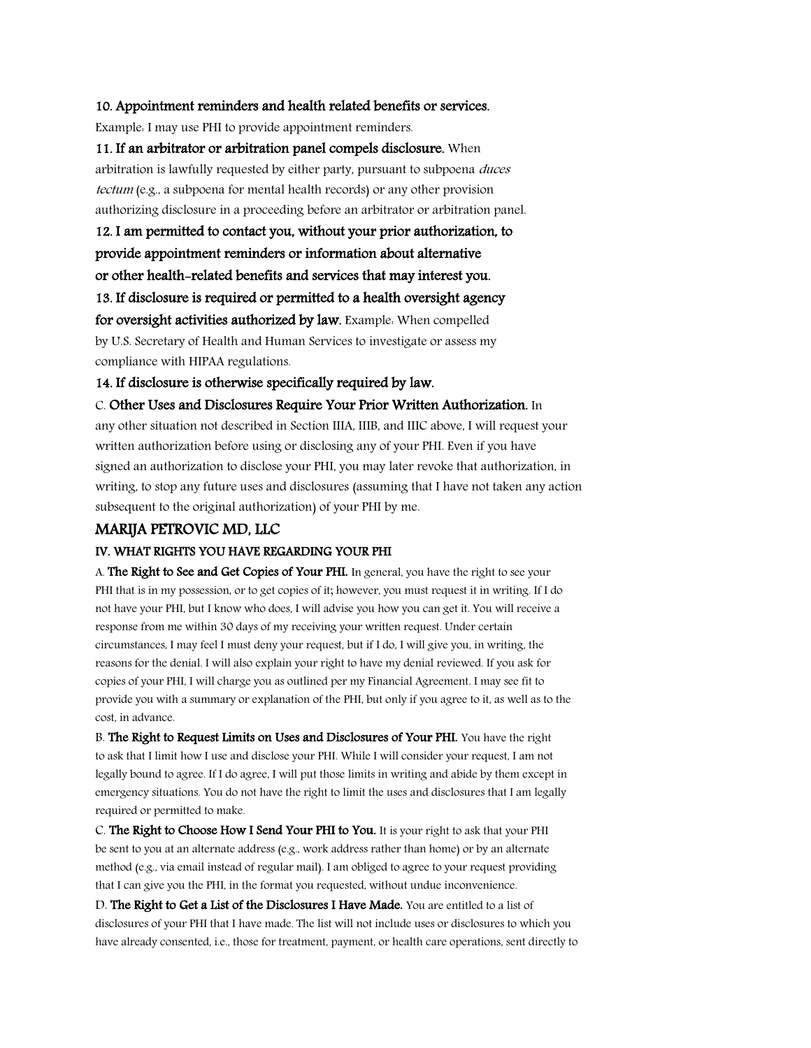**10. Appointment reminders and health related benefits or services.** Example: I may use PHI to provide appointment reminders.

**11. If an arbitrator or arbitration panel compels disclosure.** When arbitration is lawfully requested by either party, pursuant to subpoena *duces tectum* (e.g., a subpoena for mental health records) or any other provision authorizing disclosure in a proceeding before an arbitrator or arbitration panel.

**12. I am permitted to contact you, without your prior authorization, to provide appointment reminders or information about alternative or other health-related benefits and services that may interest you.**

**13. If disclosure is required or permitted to a health oversight agency for oversight activities authorized by law.** Example: When compelled by U.S. Secretary of Health and Human Services to investigate or assess my compliance with HIPAA regulations.

**14. If disclosure is otherwise specifically required by law.**

C. **Other Uses and Disclosures Require Your Prior Written Authorization.** In any other situation not described in Section IIIA, IIIB, and IIIC above, I will request your written authorization before using or disclosing any of your PHI. Even if you have signed an authorization to disclose your PHI, you may later revoke that authorization, in writing, to stop any future uses and disclosures (assuming that I have not taken any action subsequent to the original authorization) of your PHI by me.

## MARIJA PETROVIC MD, LLC

### IV. WHAT RIGHTS YOU HAVE REGARDING YOUR PHI

A. **The Right to See and Get Copies of Your PHI.** In general, you have the right to see your PHI that is in my possession, or to get copies of it; however, you must request it in writing. If I do not have your PHI, but I know who does, I will advise you how you can get it. You will receive a response from me within 30 days of my receiving your written request. Under certain circumstances, I may feel I must deny your request, but if I do, I will give you, in writing, the reasons for the denial. I will also explain your right to have my denial reviewed. If you ask for copies of your PHI, I will charge you as outlined per my Financial Agreement. I may see fit to provide you with a summary or explanation of the PHI, but only if you agree to it, as well as to the cost, in advance.

B. **The Right to Request Limits on Uses and Disclosures of Your PHI.** You have the right to ask that I limit how I use and disclose your PHI. While I will consider your request, I am not legally bound to agree. If I do agree, I will put those limits in writing and abide by them except in emergency situations. You do not have the right to limit the uses and disclosures that I am legally required or permitted to make.

C. **The Right to Choose How I Send Your PHI to You.** It is your right to ask that your PHI be sent to you at an alternate address (e.g., work address rather than home) or by an alternate method (e.g., via email instead of regular mail). I am obliged to agree to your request providing that I can give you the PHI, in the format you requested, without undue inconvenience.

D. **The Right to Get a List of the Disclosures I Have Made.** You are entitled to a list of disclosures of your PHI that I have made. The list will not include uses or disclosures to which you have already consented, i.e., those for treatment, payment, or health care operations, sent directly to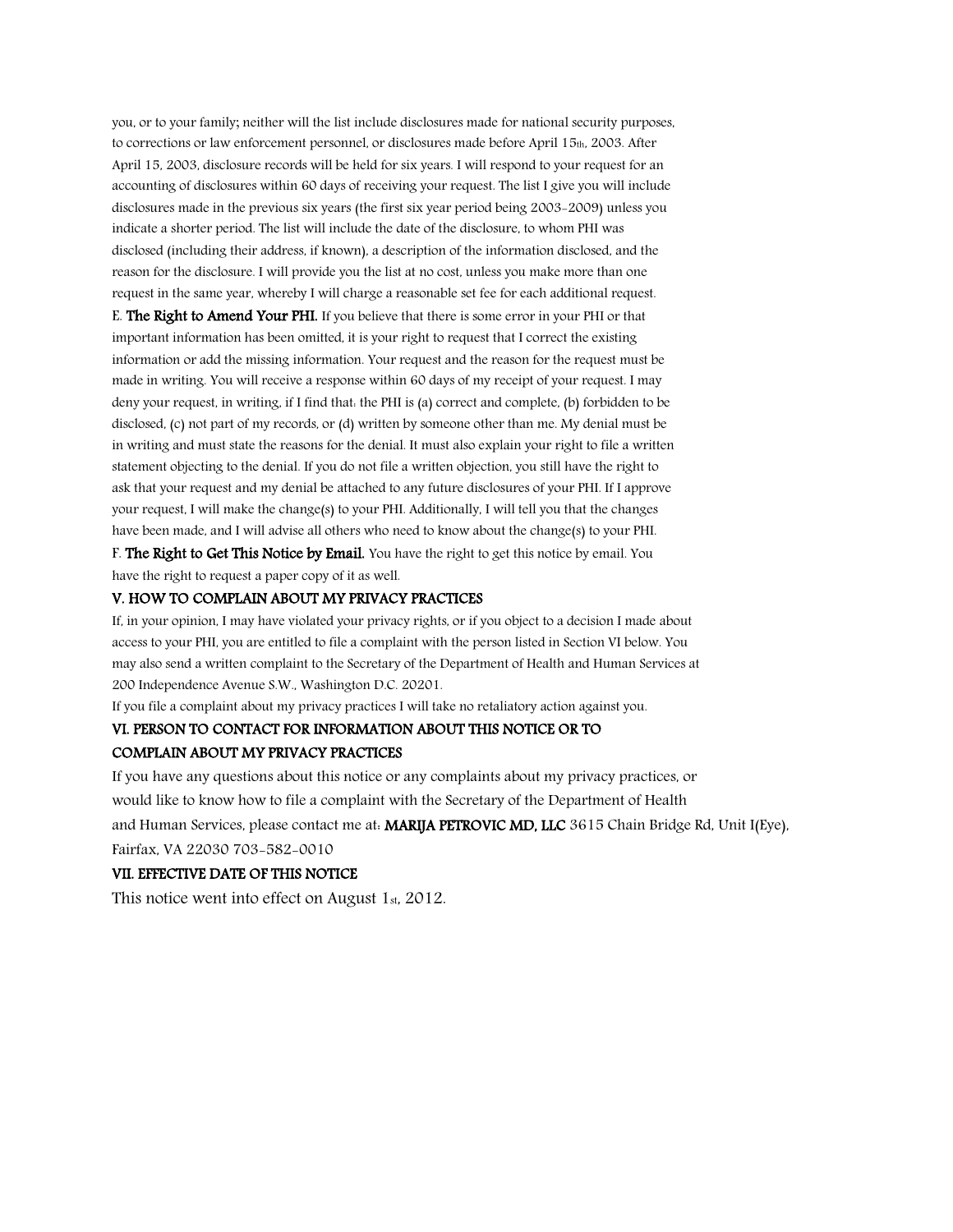you, or to your family; neither will the list include disclosures made for national security purposes, to corrections or law enforcement personnel, or disclosures made before April 15th, 2003. After April 15, 2003, disclosure records will be held for six years. I will respond to your request for an accounting of disclosures within 60 days of receiving your request. The list I give you will include disclosures made in the previous six years (the first six year period being 2003-2009) unless you indicate a shorter period. The list will include the date of the disclosure, to whom PHI was disclosed (including their address, if known), a description of the information disclosed, and the reason for the disclosure. I will provide you the list at no cost, unless you make more than one request in the same year, whereby I will charge a reasonable set fee for each additional request.

E. **The Right to Amend Your PHI.** If you believe that there is some error in your PHI or that important information has been omitted, it is your right to request that I correct the existing information or add the missing information. Your request and the reason for the request must be made in writing. You will receive a response within 60 days of my receipt of your request. I may deny your request, in writing, if I find that: the PHI is (a) correct and complete, (b) forbidden to be disclosed, (c) not part of my records, or (d) written by someone other than me. My denial must be in writing and must state the reasons for the denial. It must also explain your right to file a written statement objecting to the denial. If you do not file a written objection, you still have the right to ask that your request and my denial be attached to any future disclosures of your PHI. If I approve your request, I will make the change(s) to your PHI. Additionally, I will tell you that the changes have been made, and I will advise all others who need to know about the change(s) to your PHI.

F. **The Right to Get This Notice by Email.** You have the right to get this notice by email. You have the right to request a paper copy of it as well.

## V. HOW TO COMPLAIN ABOUT MY PRIVACY PRACTICES

If, in your opinion, I may have violated your privacy rights, or if you object to a decision I made about access to your PHI, you are entitled to file a complaint with the person listed in Section VI below. You may also send a written complaint to the Secretary of the Department of Health and Human Services at 200 Independence Avenue S.W., Washington D.C. 20201.

If you file a complaint about my privacy practices I will take no retaliatory action against you.

## VI. PERSON TO CONTACT FOR INFORMATION ABOUT THIS NOTICE OR TO COMPLAIN ABOUT MY PRIVACY PRACTICES

If you have any questions about this notice or any complaints about my privacy practices, or would like to know how to file a complaint with the Secretary of the Department of Health and Human Services, please contact me at: **MARIJA PETROVIC MD, LLC** 3615 Chain Bridge Rd, Unit I(Eye), Fairfax, VA 22030 703-582-0010

## VII. EFFECTIVE DATE OF THIS NOTICE

This notice went into effect on August 1st, 2012.